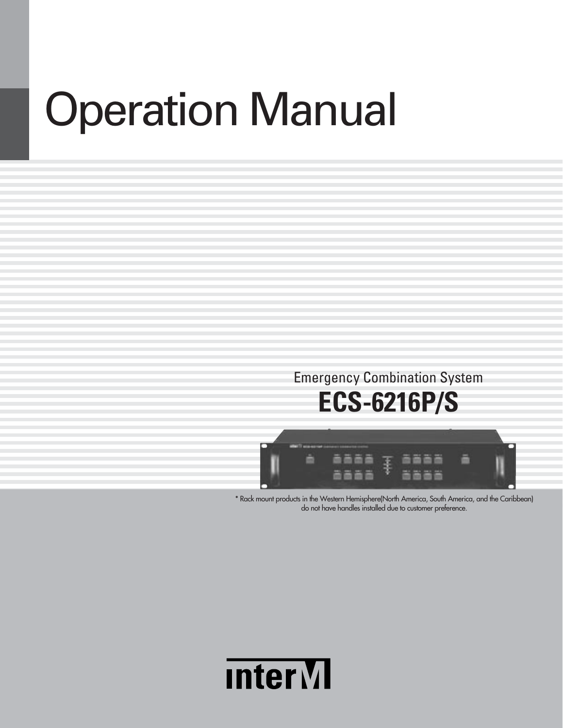# Operation Manual

Emergency Combination System

## ECS-6216P/S

* Rack mount products in the Western Hemisphere(North America, South America, and the Caribbean) do not have handles installed due to customer preference.

interM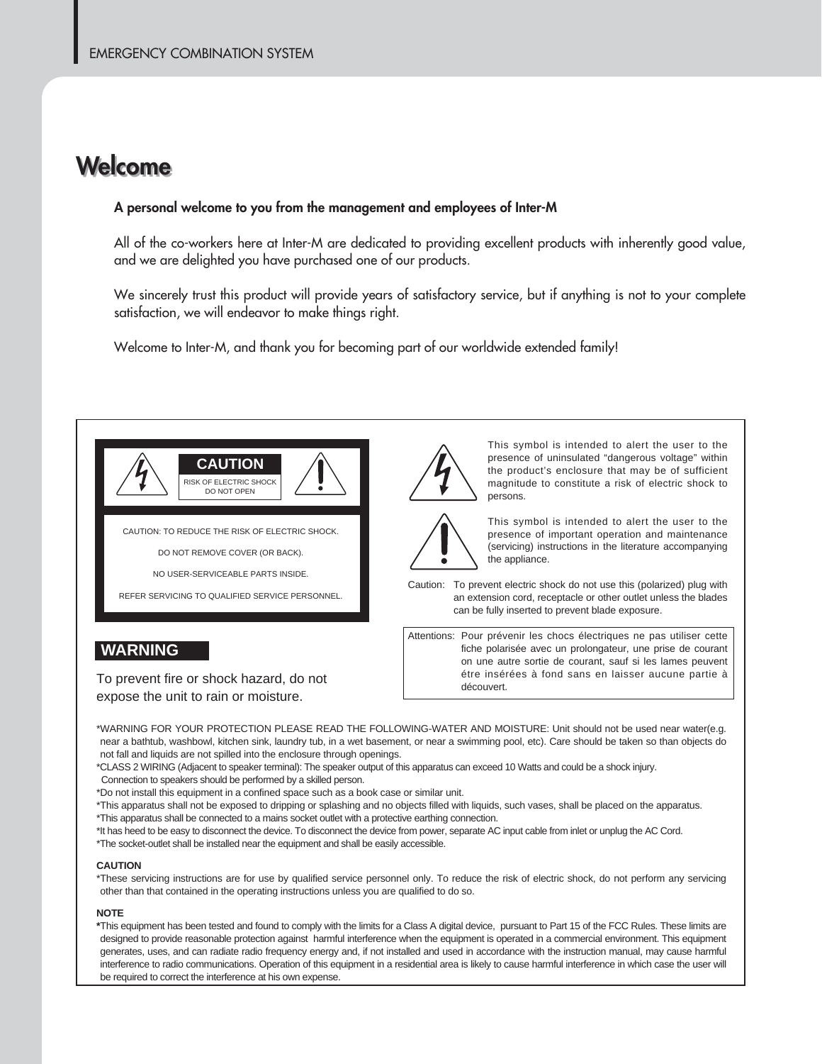# Welcome

**A personal welcome to you from the management and employees of Inter-M**

All of the co-workers here at Inter-M are dedicated to providing excellent products with inherently good value, and we are delighted you have purchased one of our products.

We sincerely trust this product will provide years of satisfactory service, but if anything is not to your complete satisfaction, we will endeavor to make things right.

Welcome to Inter-M, and thank you for becoming part of our worldwide extended family!

**CAUTION**

RISK OF ELECTRIC SHOCK
DO NOT OPEN

CAUTION: TO REDUCE THE RISK OF ELECTRIC SHOCK.

DO NOT REMOVE COVER (OR BACK).

NO USER-SERVICEABLE PARTS INSIDE.

REFER SERVICING TO QUALIFIED SERVICE PERSONNEL.

This symbol is intended to alert the user to the presence of uninsulated “dangerous voltage” within the product’s enclosure that may be of sufficient magnitude to constitute a risk of electric shock to persons.

This symbol is intended to alert the user to the presence of important operation and maintenance (servicing) instructions in the literature accompanying the appliance.

Caution: To prevent electric shock do not use this (polarized) plug with an extension cord, receptacle or other outlet unless the blades can be fully inserted to prevent blade exposure.

Attentions: Pour prévenir les chocs électriques ne pas utiliser cette fiche polarisée avec un prolongateur, une prise de courant on une autre sortie de courant, sauf si les lames peuvent étre insérées à fond sans en laisser aucune partie à découvert.

**WARNING**

To prevent fire or shock hazard, do not expose the unit to rain or moisture.

*WARNING FOR YOUR PROTECTION PLEASE READ THE FOLLOWING-WATER AND MOISTURE: Unit should not be used near water(e.g. near a bathtub, washbowl, kitchen sink, laundry tub, in a wet basement, or near a swimming pool, etc). Care should be taken so than objects do not fall and liquids are not spilled into the enclosure through openings.
*CLASS 2 WIRING (Adjacent to speaker terminal): The speaker output of this apparatus can exceed 10 Watts and could be a shock injury. Connection to speakers should be performed by a skilled person.
*Do not install this equipment in a confined space such as a book case or similar unit.
*This apparatus shall not be exposed to dripping or splashing and no objects filled with liquids, such vases, shall be placed on the apparatus.
*This apparatus shall be connected to a mains socket outlet with a protective earthing connection.
*It has heed to be easy to disconnect the device. To disconnect the device from power, separate AC input cable from inlet or unplug the AC Cord.
*The socket-outlet shall be installed near the equipment and shall be easily accessible.

**CAUTION**

*These servicing instructions are for use by qualified service personnel only. To reduce the risk of electric shock, do not perform any servicing other than that contained in the operating instructions unless you are qualified to do so.

**NOTE**

*This equipment has been tested and found to comply with the limits for a Class A digital device, pursuant to Part 15 of the FCC Rules. These limits are designed to provide reasonable protection against harmful interference when the equipment is operated in a commercial environment. This equipment generates, uses, and can radiate radio frequency energy and, if not installed and used in accordance with the instruction manual, may cause harmful interference to radio communications. Operation of this equipment in a residential area is likely to cause harmful interference in which case the user will be required to correct the interference at his own expense.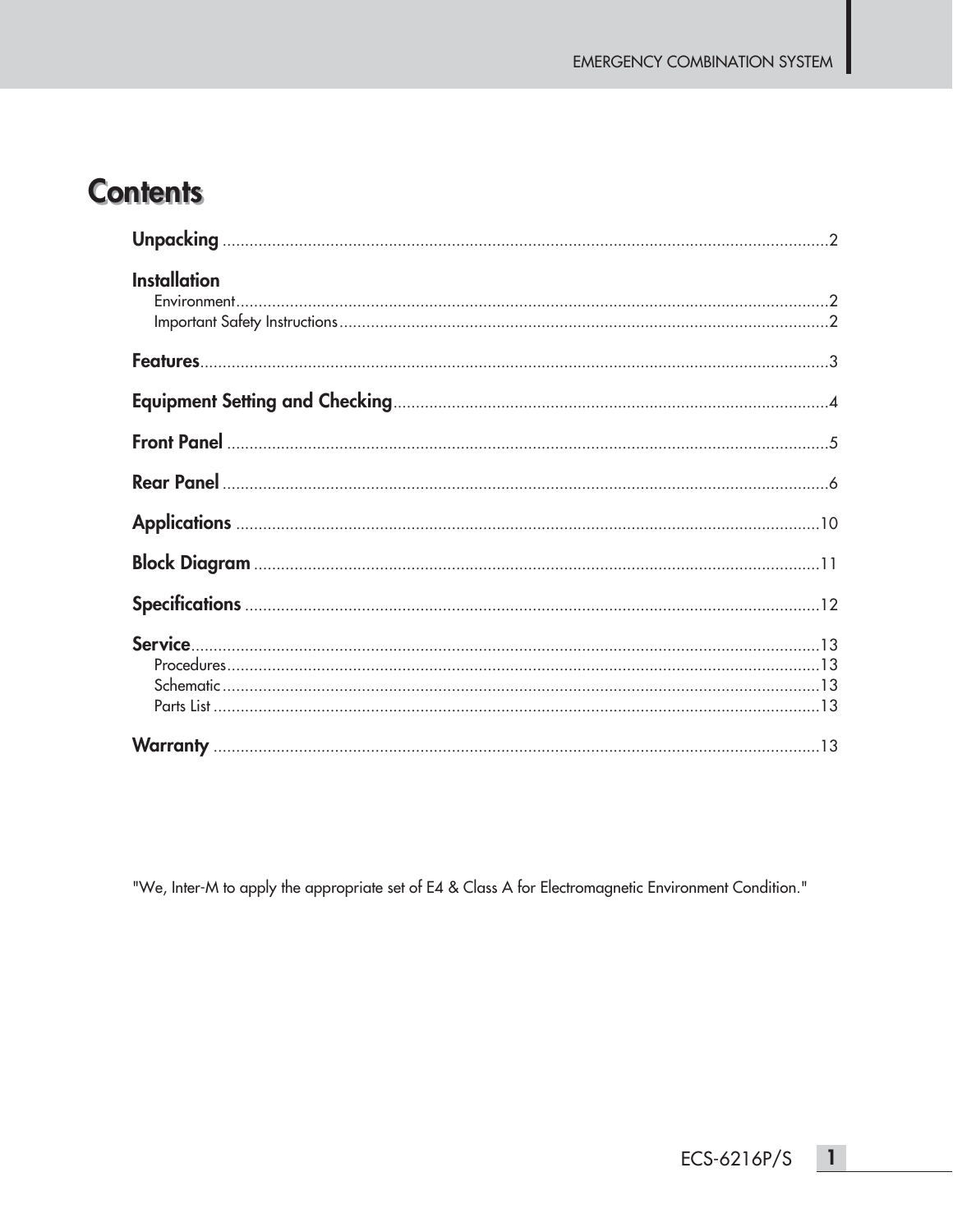# Contents

**Unpacking** ..................................................................................................................... 2

**Installation**
- Environment ..................................................................................................................... 2
- Important Safety Instructions ..................................................................................................... 2

**Features** ..................................................................................................................... 3

**Equipment Setting and Checking** ..................................................................................................... 4

**Front Panel** ..................................................................................................................... 5

**Rear Panel** ..................................................................................................................... 6

**Applications** ..................................................................................................................... 10

**Block Diagram** ..................................................................................................................... 11

**Specifications** ..................................................................................................................... 12

**Service** ..................................................................................................................... 13
- Procedures ..................................................................................................................... 13
- Schematic ..................................................................................................................... 13
- Parts List ..................................................................................................................... 13

**Warranty** ..................................................................................................................... 13

"We, Inter-M to apply the appropriate set of E4 & Class A for Electromagnetic Environment Condition."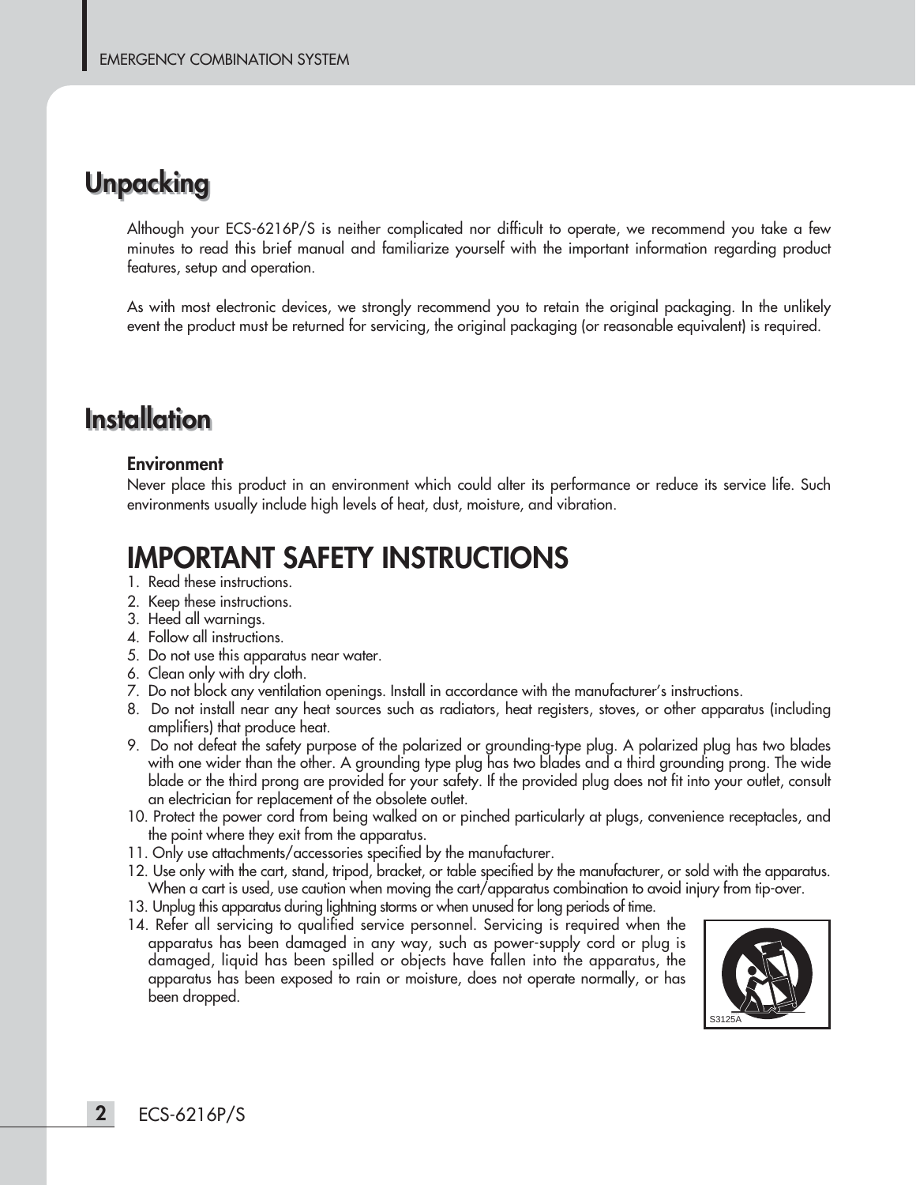## Unpacking

Although your ECS-6216P/S is neither complicated nor difficult to operate, we recommend you take a few minutes to read this brief manual and familiarize yourself with the important information regarding product features, setup and operation.

As with most electronic devices, we strongly recommend you to retain the original packaging. In the unlikely event the product must be returned for servicing, the original packaging (or reasonable equivalent) is required.

## Installation

**Environment**

Never place this product in an environment which could alter its performance or reduce its service life. Such environments usually include high levels of heat, dust, moisture, and vibration.

# IMPORTANT SAFETY INSTRUCTIONS

1. Read these instructions.
2. Keep these instructions.
3. Heed all warnings.
4. Follow all instructions.
5. Do not use this apparatus near water.
6. Clean only with dry cloth.
7. Do not block any ventilation openings. Install in accordance with the manufacturer's instructions.
8. Do not install near any heat sources such as radiators, heat registers, stoves, or other apparatus (including amplifiers) that produce heat.
9. Do not defeat the safety purpose of the polarized or grounding-type plug. A polarized plug has two blades with one wider than the other. A grounding type plug has two blades and a third grounding prong. The wide blade or the third prong are provided for your safety. If the provided plug does not fit into your outlet, consult an electrician for replacement of the obsolete outlet.
10. Protect the power cord from being walked on or pinched particularly at plugs, convenience receptacles, and the point where they exit from the apparatus.
11. Only use attachments/accessories specified by the manufacturer.
12. Use only with the cart, stand, tripod, bracket, or table specified by the manufacturer, or sold with the apparatus. When a cart is used, use caution when moving the cart/apparatus combination to avoid injury from tip-over.
13. Unplug this apparatus during lightning storms or when unused for long periods of time.
14. Refer all servicing to qualified service personnel. Servicing is required when the apparatus has been damaged in any way, such as power-supply cord or plug is damaged, liquid has been spilled or objects have fallen into the apparatus, the apparatus has been exposed to rain or moisture, does not operate normally, or has been dropped.

S3125A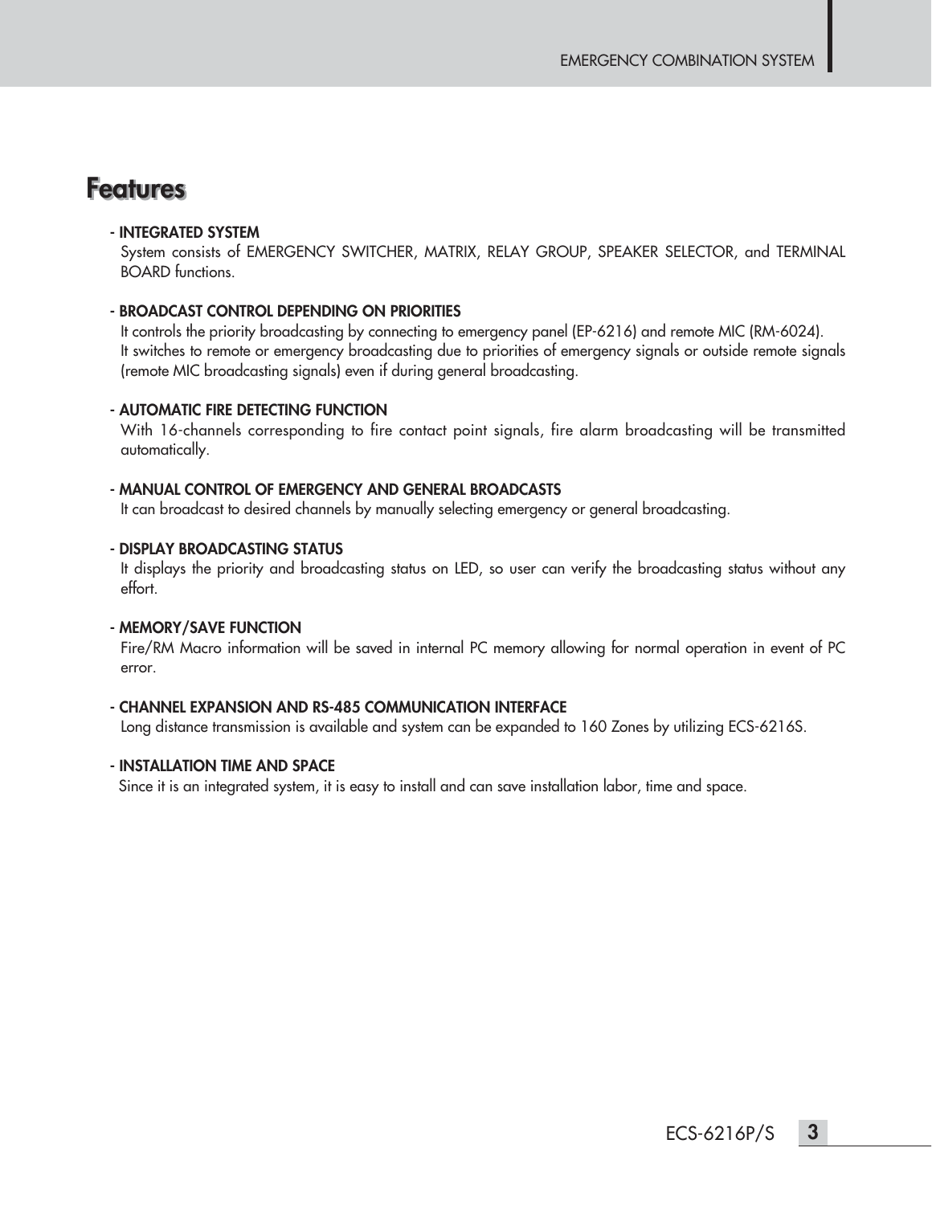# Features

- **INTEGRATED SYSTEM**
  System consists of EMERGENCY SWITCHER, MATRIX, RELAY GROUP, SPEAKER SELECTOR, and TERMINAL BOARD functions.

- **BROADCAST CONTROL DEPENDING ON PRIORITIES**
  It controls the priority broadcasting by connecting to emergency panel (EP-6216) and remote MIC (RM-6024).
  It switches to remote or emergency broadcasting due to priorities of emergency signals or outside remote signals (remote MIC broadcasting signals) even if during general broadcasting.

- **AUTOMATIC FIRE DETECTING FUNCTION**
  With 16-channels corresponding to fire contact point signals, fire alarm broadcasting will be transmitted automatically.

- **MANUAL CONTROL OF EMERGENCY AND GENERAL BROADCASTS**
  It can broadcast to desired channels by manually selecting emergency or general broadcasting.

- **DISPLAY BROADCASTING STATUS**
  It displays the priority and broadcasting status on LED, so user can verify the broadcasting status without any effort.

- **MEMORY/SAVE FUNCTION**
  Fire/RM Macro information will be saved in internal PC memory allowing for normal operation in event of PC error.

- **CHANNEL EXPANSION AND RS-485 COMMUNICATION INTERFACE**
  Long distance transmission is available and system can be expanded to 160 Zones by utilizing ECS-6216S.

- **INSTALLATION TIME AND SPACE**
  Since it is an integrated system, it is easy to install and can save installation labor, time and space.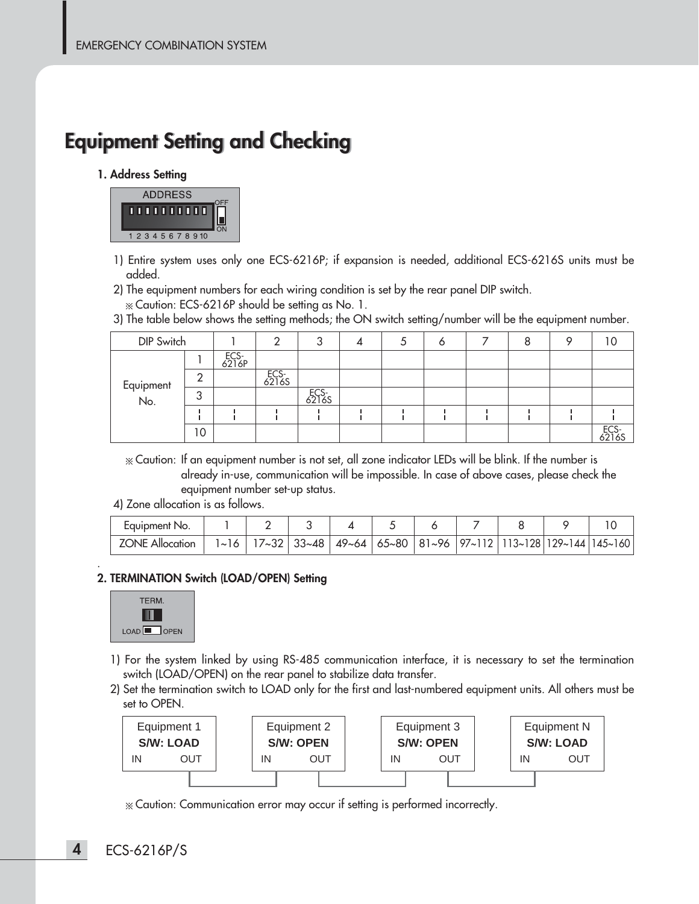# Equipment Setting and Checking

### 1. Address Setting

ADDRESS

1 2 3 4 5 6 7 8 9 10 OFF ON

1) Entire system uses only one ECS-6216P; if expansion is needed, additional ECS-6216S units must be added.
2) The equipment numbers for each wiring condition is set by the rear panel DIP switch.
   ※ Caution: ECS-6216P should be setting as No. 1.
3) The table below shows the setting methods; the ON switch setting/number will be the equipment number.

| DIP Switch | | 1 | 2 | 3 | 4 | 5 | 6 | 7 | 8 | 9 | 10 |
|---|---|---|---|---|---|---|---|---|---|---|---|
| Equipment No. | 1 | ECS-6216P | | | | | | | | | |
| | 2 | | ECS-6216S | | | | | | | | |
| | 3 | | | ECS-6216S | | | | | | | |
| | ⋮ | ⋮ | ⋮ | ⋮ | ⋮ | ⋮ | ⋮ | ⋮ | ⋮ | ⋮ | ⋮ |
| | 10 | | | | | | | | | | ECS-6216S |

※ Caution: If an equipment number is not set, all zone indicator LEDs will be blink. If the number is already in-use, communication will be impossible. In case of above cases, please check the equipment number set-up status.

4) Zone allocation is as follows.

| Equipment No. | 1 | 2 | 3 | 4 | 5 | 6 | 7 | 8 | 9 | 10 |
|---|---|---|---|---|---|---|---|---|---|---|
| ZONE Allocation | 1~16 | 17~32 | 33~48 | 49~64 | 65~80 | 81~96 | 97~112 | 113~128 | 129~144 | 145~160 |

### 2. TERMINATION Switch (LOAD/OPEN) Setting

TERM.

LOAD OPEN

1) For the system linked by using RS-485 communication interface, it is necessary to set the termination switch (LOAD/OPEN) on the rear panel to stabilize data transfer.
2) Set the termination switch to LOAD only for the first and last-numbered equipment units. All others must be set to OPEN.

| Equipment 1 | Equipment 2 | Equipment 3 | Equipment N |
|---|---|---|---|
| S/W: LOAD | S/W: OPEN | S/W: OPEN | S/W: LOAD |
| IN OUT | IN OUT | IN OUT | IN OUT |

※ Caution: Communication error may occur if setting is performed incorrectly.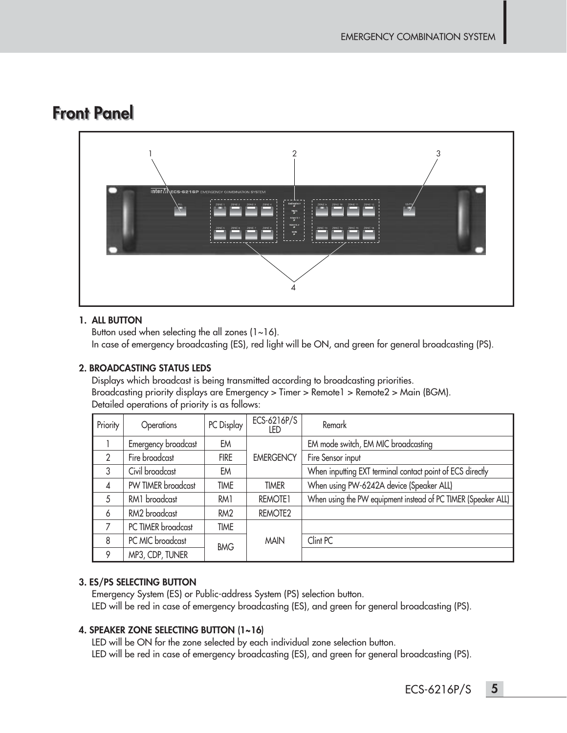# Front Panel

1. **ALL BUTTON**

   Button used when selecting the all zones (1~16).
   In case of emergency broadcasting (ES), red light will be ON, and green for general broadcasting (PS).

2. **BROADCASTING STATUS LEDS**

   Displays which broadcast is being transmitted according to broadcasting priorities.
   Broadcasting priority displays are Emergency > Timer > Remote1 > Remote2 > Main (BGM).
   Detailed operations of priority is as follows:

| Priority | Operations | PC Display | ECS-6216P/S LED | Remark |
|---|---|---|---|---|
| 1 | Emergency broadcast | EM | EMERGENCY | EM mode switch, EM MIC broadcasting |
| 2 | Fire broadcast | FIRE | | Fire Sensor input |
| 3 | Civil broadcast | EM | | When inputting EXT terminal contact point of ECS directly |
| 4 | PW TIMER broadcast | TIME | TIMER | When using PW-6242A device (Speaker ALL) |
| 5 | RM1 broadcast | RM1 | REMOTE1 | When using the PW equipment instead of PC TIMER (Speaker ALL) |
| 6 | RM2 broadcast | RM2 | REMOTE2 | |
| 7 | PC TIMER broadcast | TIME | MAIN | |
| 8 | PC MIC broadcast | BMG | | Clint PC |
| 9 | MP3, CDP, TUNER | | | |

3. **ES/PS SELECTING BUTTON**

   Emergency System (ES) or Public-address System (PS) selection button.
   LED will be red in case of emergency broadcasting (ES), and green for general broadcasting (PS).

4. **SPEAKER ZONE SELECTING BUTTON (1~16)**

   LED will be ON for the zone selected by each individual zone selection button.
   LED will be red in case of emergency broadcasting (ES), and green for general broadcasting (PS).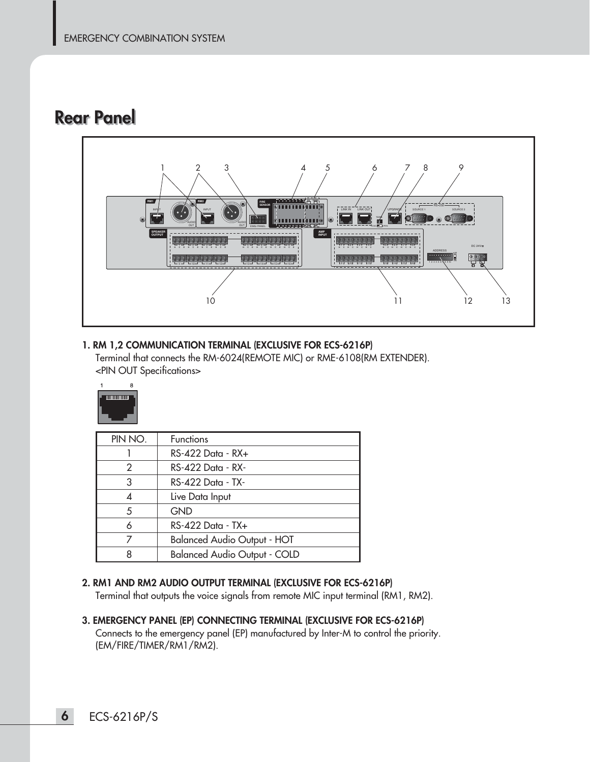## Rear Panel

1. **RM 1,2 COMMUNICATION TERMINAL (EXCLUSIVE FOR ECS-6216P)**
   Terminal that connects the RM-6024(REMOTE MIC) or RME-6108(RM EXTENDER).
   <PIN OUT Specifications>

| PIN NO. | Functions |
|---|---|
| 1 | RS-422 Data - RX+ |
| 2 | RS-422 Data - RX- |
| 3 | RS-422 Data - TX- |
| 4 | Live Data Input |
| 5 | GND |
| 6 | RS-422 Data - TX+ |
| 7 | Balanced Audio Output - HOT |
| 8 | Balanced Audio Output - COLD |

2. **RM1 AND RM2 AUDIO OUTPUT TERMINAL (EXCLUSIVE FOR ECS-6216P)**
   Terminal that outputs the voice signals from remote MIC input terminal (RM1, RM2).

3. **EMERGENCY PANEL (EP) CONNECTING TERMINAL (EXCLUSIVE FOR ECS-6216P)**
   Connects to the emergency panel (EP) manufactured by Inter-M to control the priority.
   (EM/FIRE/TIMER/RM1/RM2).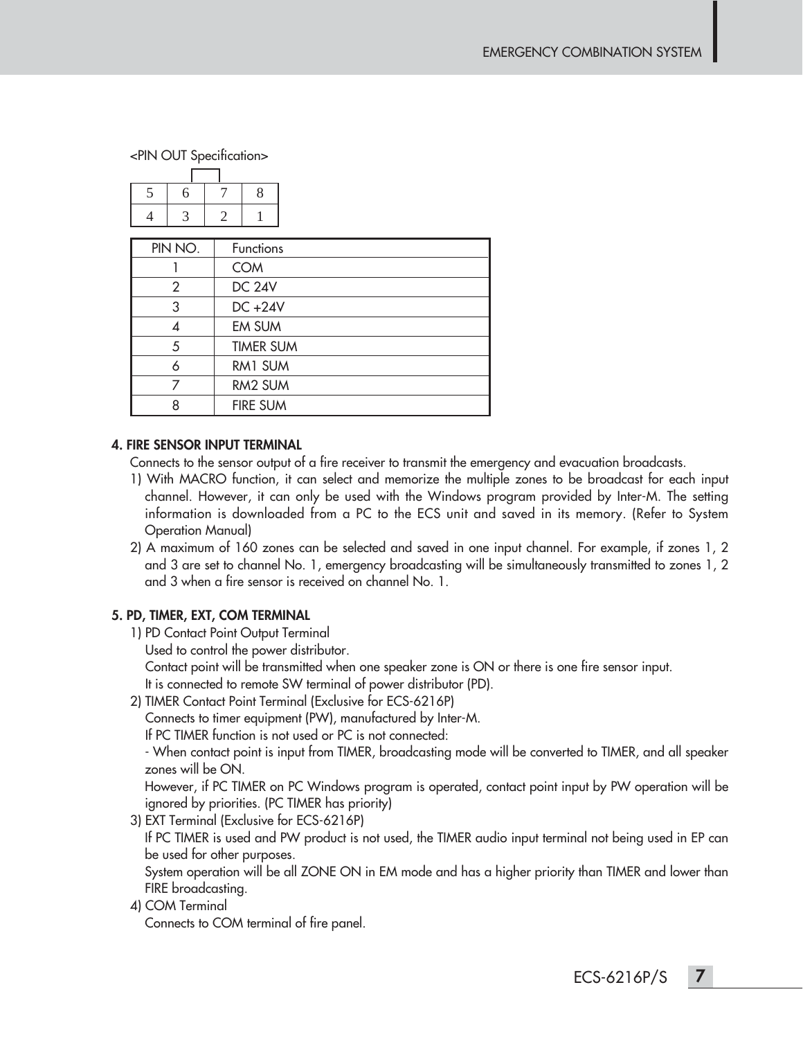<PIN OUT Specification>

| 5 | 6 | 7 | 8 |
|---|---|---|---|
| 4 | 3 | 2 | 1 |

| PIN NO. | Functions |
|---|---|
| 1 | COM |
| 2 | DC 24V |
| 3 | DC +24V |
| 4 | EM SUM |
| 5 | TIMER SUM |
| 6 | RM1 SUM |
| 7 | RM2 SUM |
| 8 | FIRE SUM |

**4. FIRE SENSOR INPUT TERMINAL**

Connects to the sensor output of a fire receiver to transmit the emergency and evacuation broadcasts.

1) With MACRO function, it can select and memorize the multiple zones to be broadcast for each input channel. However, it can only be used with the Windows program provided by Inter-M. The setting information is downloaded from a PC to the ECS unit and saved in its memory. (Refer to System Operation Manual)
2) A maximum of 160 zones can be selected and saved in one input channel. For example, if zones 1, 2 and 3 are set to channel No. 1, emergency broadcasting will be simultaneously transmitted to zones 1, 2 and 3 when a fire sensor is received on channel No. 1.

**5. PD, TIMER, EXT, COM TERMINAL**

1) PD Contact Point Output Terminal
   Used to control the power distributor.
   Contact point will be transmitted when one speaker zone is ON or there is one fire sensor input.
   It is connected to remote SW terminal of power distributor (PD).
2) TIMER Contact Point Terminal (Exclusive for ECS-6216P)
   Connects to timer equipment (PW), manufactured by Inter-M.
   If PC TIMER function is not used or PC is not connected:
   - When contact point is input from TIMER, broadcasting mode will be converted to TIMER, and all speaker zones will be ON.
   However, if PC TIMER on PC Windows program is operated, contact point input by PW operation will be ignored by priorities. (PC TIMER has priority)
3) EXT Terminal (Exclusive for ECS-6216P)
   If PC TIMER is used and PW product is not used, the TIMER audio input terminal not being used in EP can be used for other purposes.
   System operation will be all ZONE ON in EM mode and has a higher priority than TIMER and lower than FIRE broadcasting.
4) COM Terminal
   Connects to COM terminal of fire panel.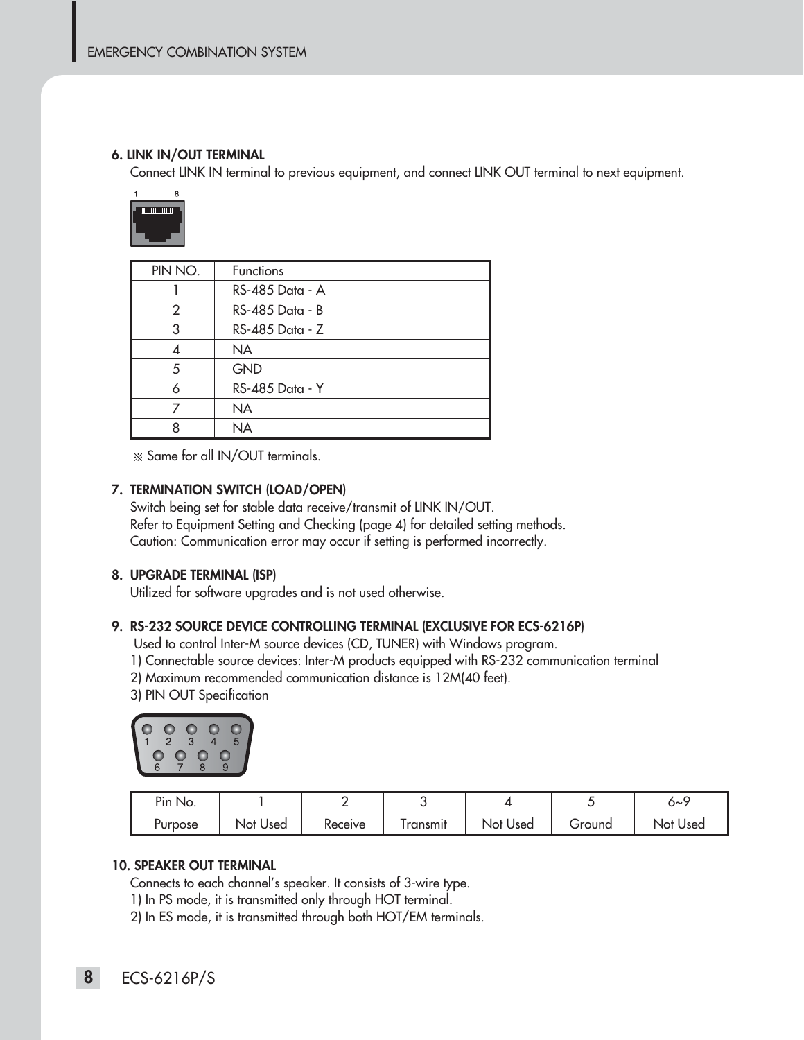### 6. LINK IN/OUT TERMINAL

Connect LINK IN terminal to previous equipment, and connect LINK OUT terminal to next equipment.

| PIN NO. | Functions |
|---|---|
| 1 | RS-485 Data - A |
| 2 | RS-485 Data - B |
| 3 | RS-485 Data - Z |
| 4 | NA |
| 5 | GND |
| 6 | RS-485 Data - Y |
| 7 | NA |
| 8 | NA |

※ Same for all IN/OUT terminals.

### 7. TERMINATION SWITCH (LOAD/OPEN)

Switch being set for stable data receive/transmit of LINK IN/OUT.
Refer to Equipment Setting and Checking (page 4) for detailed setting methods.
Caution: Communication error may occur if setting is performed incorrectly.

### 8. UPGRADE TERMINAL (ISP)

Utilized for software upgrades and is not used otherwise.

### 9. RS-232 SOURCE DEVICE CONTROLLING TERMINAL (EXCLUSIVE FOR ECS-6216P)

Used to control Inter-M source devices (CD, TUNER) with Windows program.

1) Connectable source devices: Inter-M products equipped with RS-232 communication terminal
2) Maximum recommended communication distance is 12M(40 feet).
3) PIN OUT Specification

| Pin No. | 1 | 2 | 3 | 4 | 5 | 6~9 |
|---|---|---|---|---|---|---|
| Purpose | Not Used | Receive | Transmit | Not Used | Ground | Not Used |

### 10. SPEAKER OUT TERMINAL

Connects to each channel's speaker. It consists of 3-wire type.

1) In PS mode, it is transmitted only through HOT terminal.
2) In ES mode, it is transmitted through both HOT/EM terminals.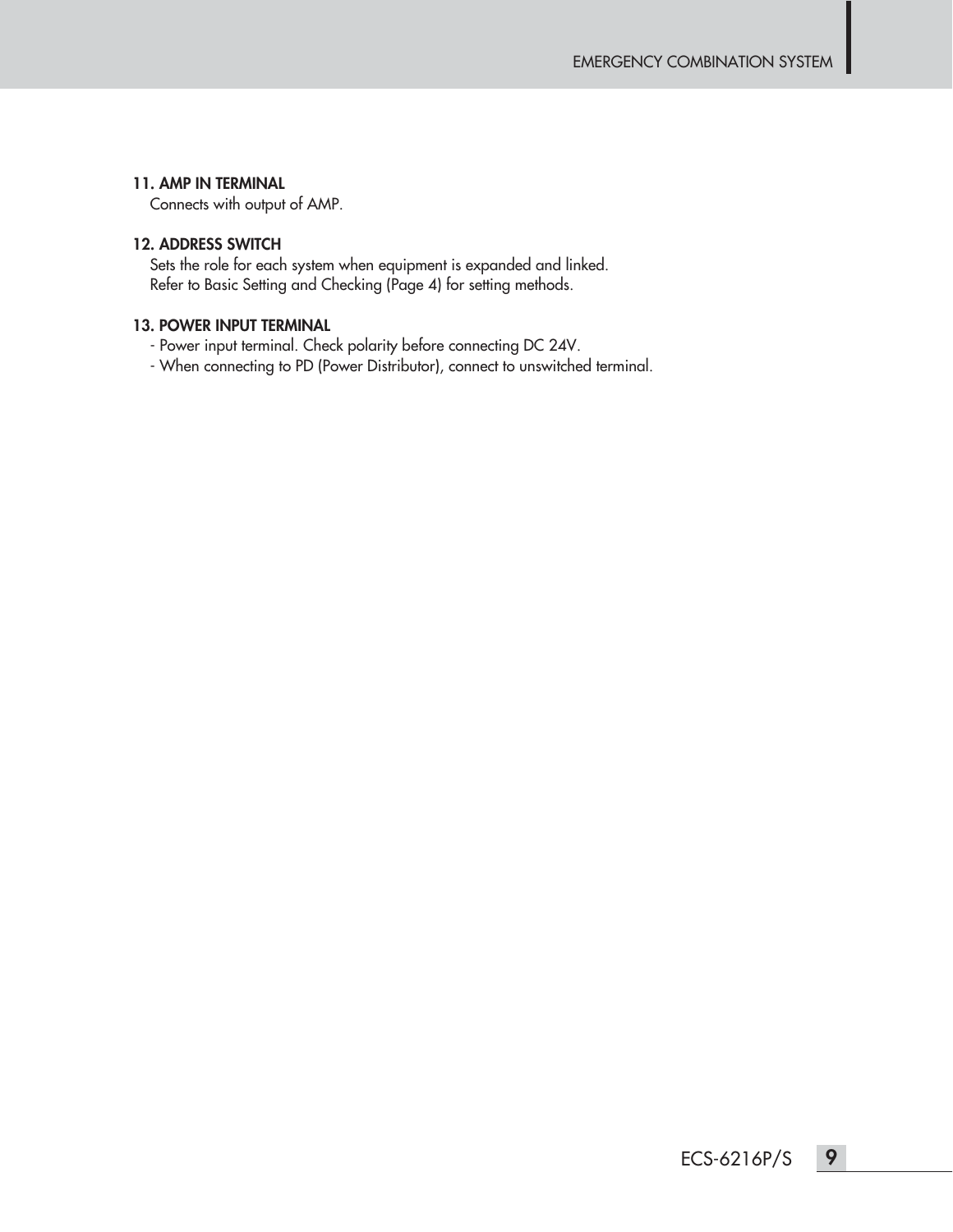**11. AMP IN TERMINAL**

Connects with output of AMP.

**12. ADDRESS SWITCH**

Sets the role for each system when equipment is expanded and linked.
Refer to Basic Setting and Checking (Page 4) for setting methods.

**13. POWER INPUT TERMINAL**

- Power input terminal. Check polarity before connecting DC 24V.
- When connecting to PD (Power Distributor), connect to unswitched terminal.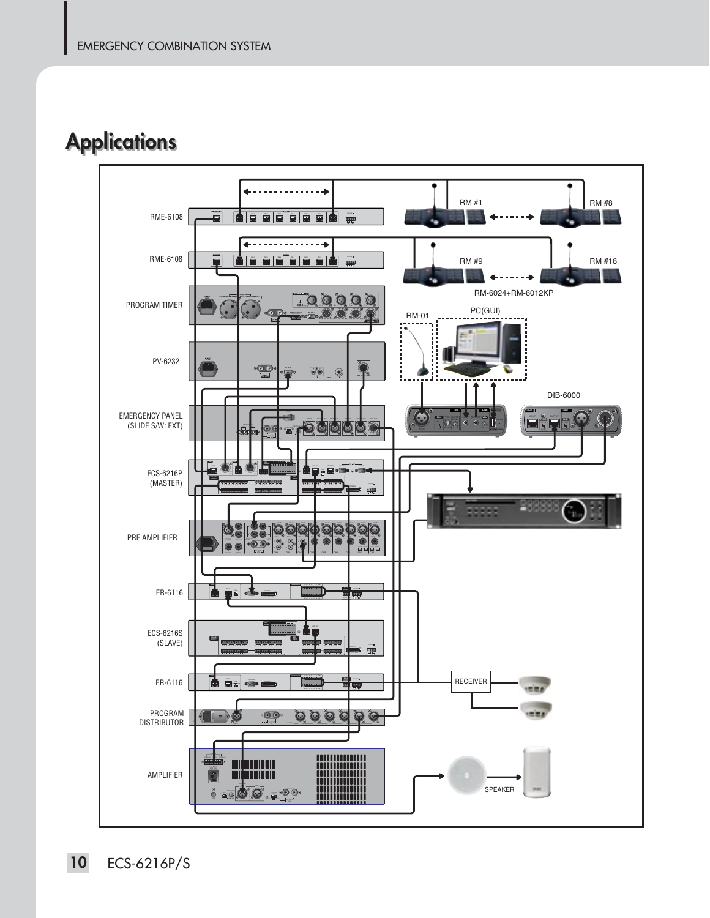# Applications

RME-6108

RME-6108

PROGRAM TIMER

PV-6232

EMERGENCY PANEL (SLIDE S/W: EXT)

ECS-6216P (MASTER)

PRE AMPLIFIER

ER-6116

ECS-6216S (SLAVE)

ER-6116

PROGRAM DISTRIBUTOR

AMPLIFIER

RM #1

RM #8

RM #9

RM #16

RM-6024+RM-6012KP

RM-01

PC(GUI)

DIB-6000

RECEIVER

SPEAKER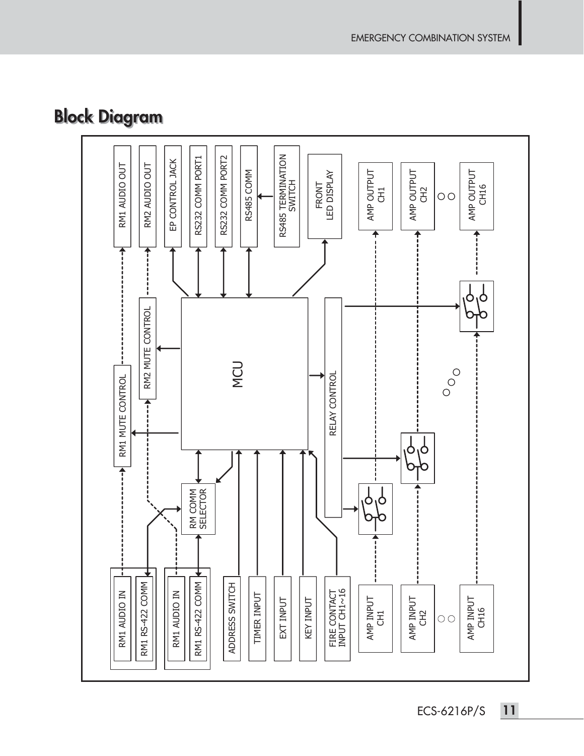## Block Diagram

RM1 AUDIO OUT
RM2 AUDIO OUT
EP CONTROL JACK
RS232 COMM PORT1
RS232 COMM PORT2
RS485 COMM
RS485 TERMINATION SWITCH
FRONT LED DISPLAY
AMP OUTPUT CH1
AMP OUTPUT CH2
AMP OUTPUT CH16

RM1 MUTE CONTROL
RM2 MUTE CONTROL
MCU
RELAY CONTROL
RM COMM SELECTOR

RM1 AUDIO IN
RM1 RS-422 COMM
RM1 AUDIO IN
RM1 RS-422 COMM
ADDRESS SWITCH
TIMER INPUT
EXT INPUT
KEY INPUT
FIRE CONTACT INPUT CH1~16
AMP INPUT CH1
AMP INPUT CH2
AMP INPUT CH16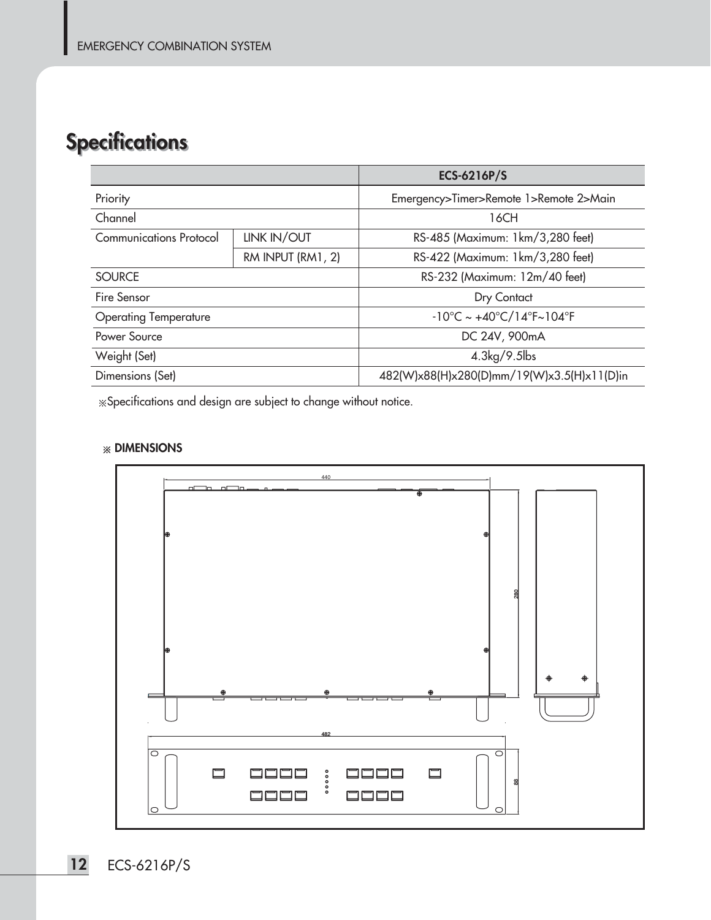# Specifications

| | | ECS-6216P/S |
|---|---|---|
| Priority | | Emergency>Timer>Remote 1>Remote 2>Main |
| Channel | | 16CH |
| Communications Protocol | LINK IN/OUT | RS-485 (Maximum: 1km/3,280 feet) |
| | RM INPUT (RM1, 2) | RS-422 (Maximum: 1km/3,280 feet) |
| SOURCE | | RS-232 (Maximum: 12m/40 feet) |
| Fire Sensor | | Dry Contact |
| Operating Temperature | | -10°C ~ +40°C/14°F~104°F |
| Power Source | | DC 24V, 900mA |
| Weight (Set) | | 4.3kg/9.5lbs |
| Dimensions (Set) | | 482(W)x88(H)x280(D)mm/19(W)x3.5(H)x11(D)in |

※Specifications and design are subject to change without notice.

※ **DIMENSIONS**

440

280

482

88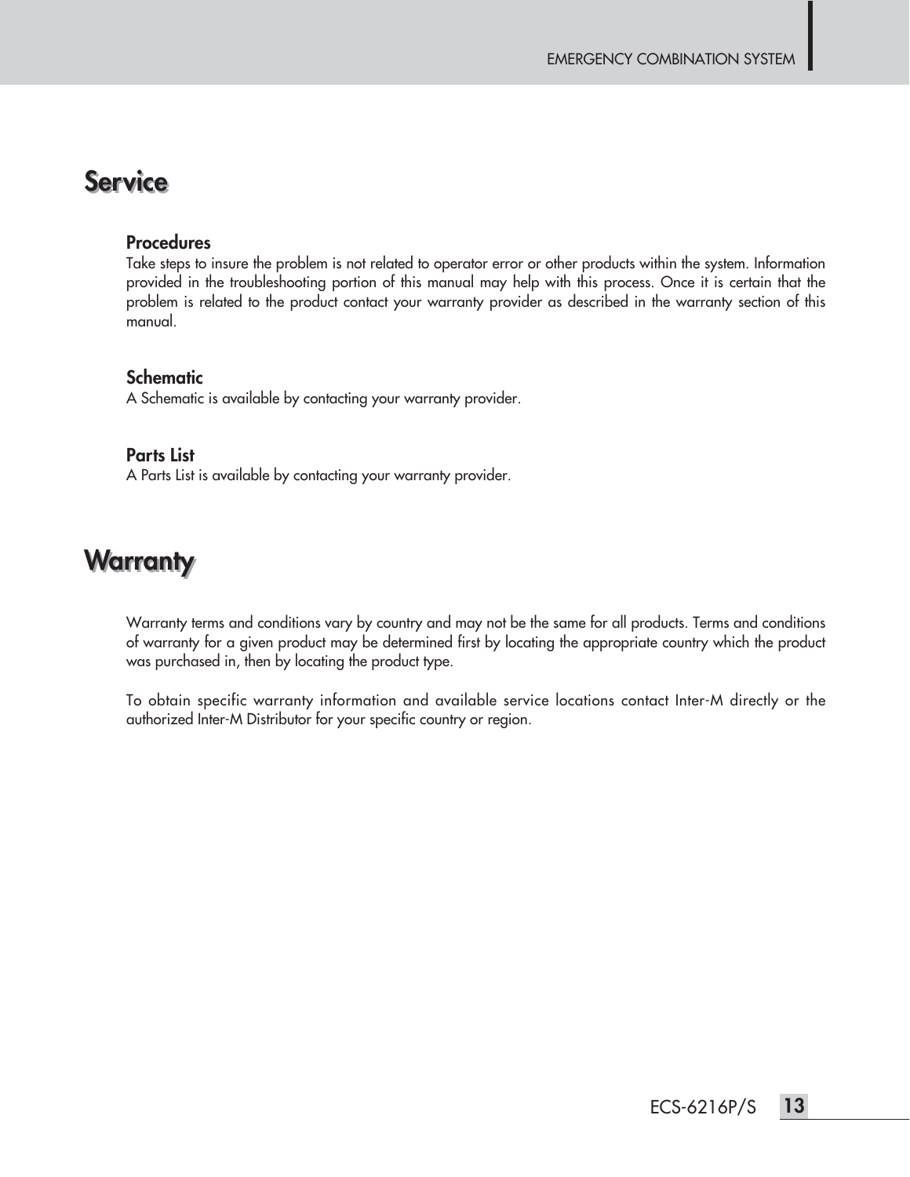# Service

### Procedures

Take steps to insure the problem is not related to operator error or other products within the system. Information provided in the troubleshooting portion of this manual may help with this process. Once it is certain that the problem is related to the product contact your warranty provider as described in the warranty section of this manual.

### Schematic

A Schematic is available by contacting your warranty provider.

### Parts List

A Parts List is available by contacting your warranty provider.

# Warranty

Warranty terms and conditions vary by country and may not be the same for all products. Terms and conditions of warranty for a given product may be determined first by locating the appropriate country which the product was purchased in, then by locating the product type.

To obtain specific warranty information and available service locations contact Inter-M directly or the authorized Inter-M Distributor for your specific country or region.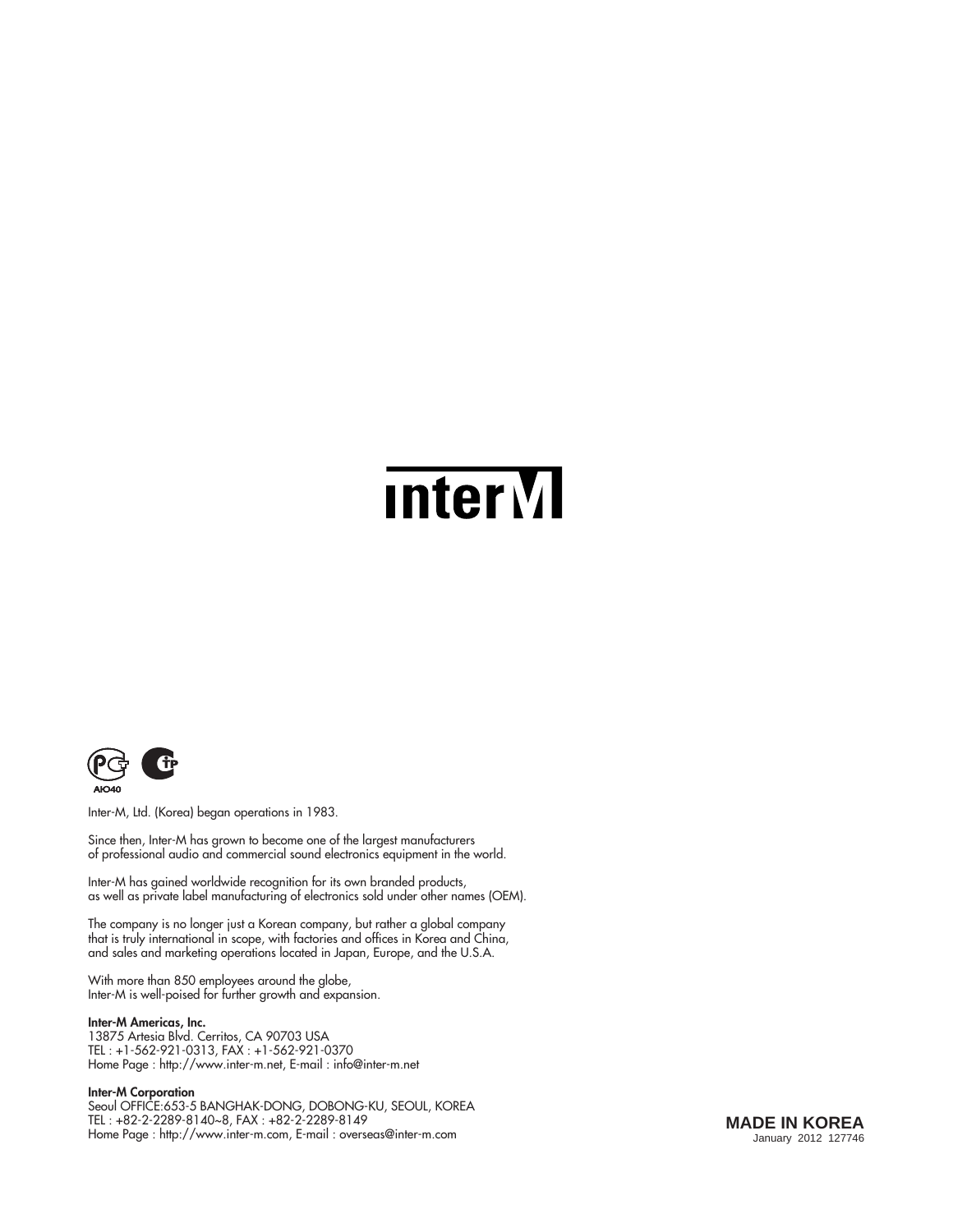inter M

AЮ40

Inter-M, Ltd. (Korea) began operations in 1983.

Since then, Inter-M has grown to become one of the largest manufacturers
of professional audio and commercial sound electronics equipment in the world.

Inter-M has gained worldwide recognition for its own branded products,
as well as private label manufacturing of electronics sold under other names (OEM).

The company is no longer just a Korean company, but rather a global company
that is truly international in scope, with factories and offices in Korea and China,
and sales and marketing operations located in Japan, Europe, and the U.S.A.

With more than 850 employees around the globe,
Inter-M is well-poised for further growth and expansion.

**Inter-M Americas, Inc.**
13875 Artesia Blvd. Cerritos, CA 90703 USA
TEL : +1-562-921-0313, FAX : +1-562-921-0370
Home Page : http://www.inter-m.net, E-mail : info@inter-m.net

**Inter-M Corporation**
Seoul OFFICE:653-5 BANGHAK-DONG, DOBONG-KU, SEOUL, KOREA
TEL : +82-2-2289-8140~8, FAX : +82-2-2289-8149
Home Page : http://www.inter-m.com, E-mail : overseas@inter-m.com

**MADE IN KOREA**
January 2012 127746